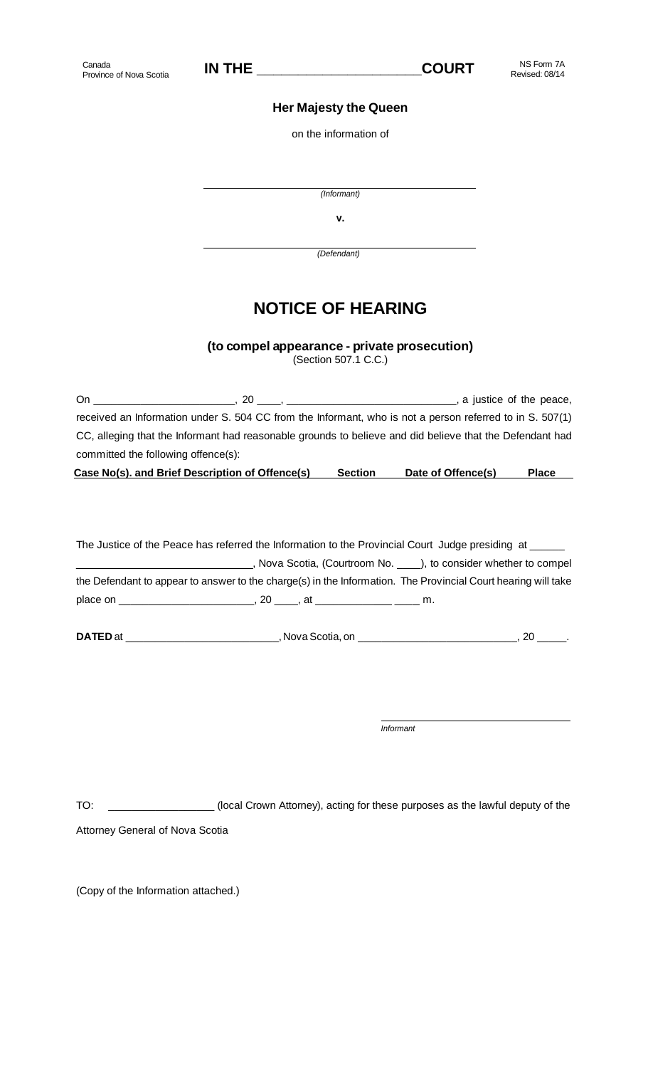Canada
Province of Nova Scotia

**IN THE \_\_\_\_\_\_\_\_\_\_\_\_\_\_\_\_\_\_\_\_\_\_\_\_\_\_ COURT**

NS Form 7A
Revised: 08/14

**Her Majesty the Queen**

on the information of

\_\_\_\_\_\_\_\_\_\_\_\_\_\_\_\_\_\_\_\_\_\_\_\_\_\_\_\_\_\_\_\_\_\_\_\_\_\_\_\_
*(Informant)*

**v.**

\_\_\_\_\_\_\_\_\_\_\_\_\_\_\_\_\_\_\_\_\_\_\_\_\_\_\_\_\_\_\_\_\_\_\_\_\_\_\_\_
*(Defendant)*

# NOTICE OF HEARING

**(to compel appearance - private prosecution)**
(Section 507.1 C.C.)

On \_\_\_\_\_\_\_\_\_\_\_\_\_\_\_\_\_\_\_\_\_\_\_\_, 20 \_\_\_\_, \_\_\_\_\_\_\_\_\_\_\_\_\_\_\_\_\_\_\_\_\_\_\_\_\_\_\_\_, a justice of the peace, received an Information under S. 504 CC from the Informant, who is not a person referred to in S. 507(1) CC, alleging that the Informant had reasonable grounds to believe and did believe that the Defendant had committed the following offence(s):

| Case No(s). and Brief Description of Offence(s) | Section | Date of Offence(s) | Place |
|---|---|---|---|
| | | | |

The Justice of the Peace has referred the Information to the Provincial Court Judge presiding at \_\_\_\_\_\_ \_\_\_\_\_\_\_\_\_\_\_\_\_\_\_\_\_\_\_\_\_\_\_\_\_\_\_\_\_\_, Nova Scotia, (Courtroom No. \_\_\_\_), to consider whether to compel the Defendant to appear to answer to the charge(s) in the Information. The Provincial Court hearing will take place on \_\_\_\_\_\_\_\_\_\_\_\_\_\_\_\_\_\_\_\_\_\_\_, 20 \_\_\_\_, at \_\_\_\_\_\_\_\_\_\_\_\_\_ \_\_\_\_\_ m.

**DATED** at \_\_\_\_\_\_\_\_\_\_\_\_\_\_\_\_\_\_\_\_\_\_\_\_\_\_, Nova Scotia, on \_\_\_\_\_\_\_\_\_\_\_\_\_\_\_\_\_\_\_\_\_\_\_\_\_\_\_, 20 \_\_\_\_\_.

\_\_\_\_\_\_\_\_\_\_\_\_\_\_\_\_\_\_\_\_\_\_\_\_\_\_\_\_\_\_\_\_\_\_
*Informant*

TO: \_\_\_\_\_\_\_\_\_\_\_\_\_\_\_\_\_\_ (local Crown Attorney), acting for these purposes as the lawful deputy of the Attorney General of Nova Scotia

(Copy of the Information attached.)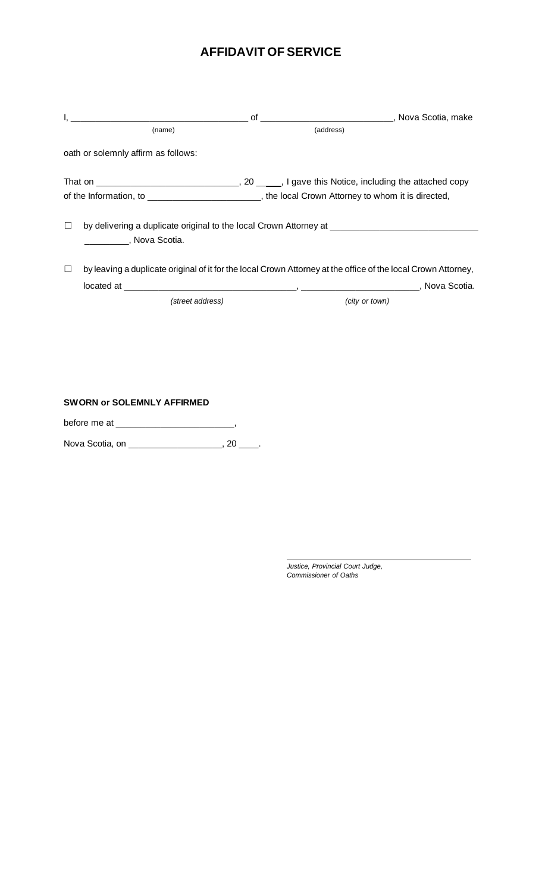# AFFIDAVIT OF SERVICE

I, ______________________________ of ______________________________, Nova Scotia, make
(name) (address)

oath or solemnly affirm as follows:

That on ______________________________, 20 ____, I gave this Notice, including the attached copy of the Information, to ______________________________, the local Crown Attorney to whom it is directed,

☐ by delivering a duplicate original to the local Crown Attorney at ______________________________ __________, Nova Scotia.

☐ by leaving a duplicate original of it for the local Crown Attorney at the office of the local Crown Attorney, located at ______________________________, ______________________________, Nova Scotia.
*(street address)* *(city or town)*

**SWORN or SOLEMNLY AFFIRMED**

before me at ______________________________,

Nova Scotia, on ______________________________, 20 ____.

______________________________
*Justice, Provincial Court Judge,*
*Commissioner of Oaths*